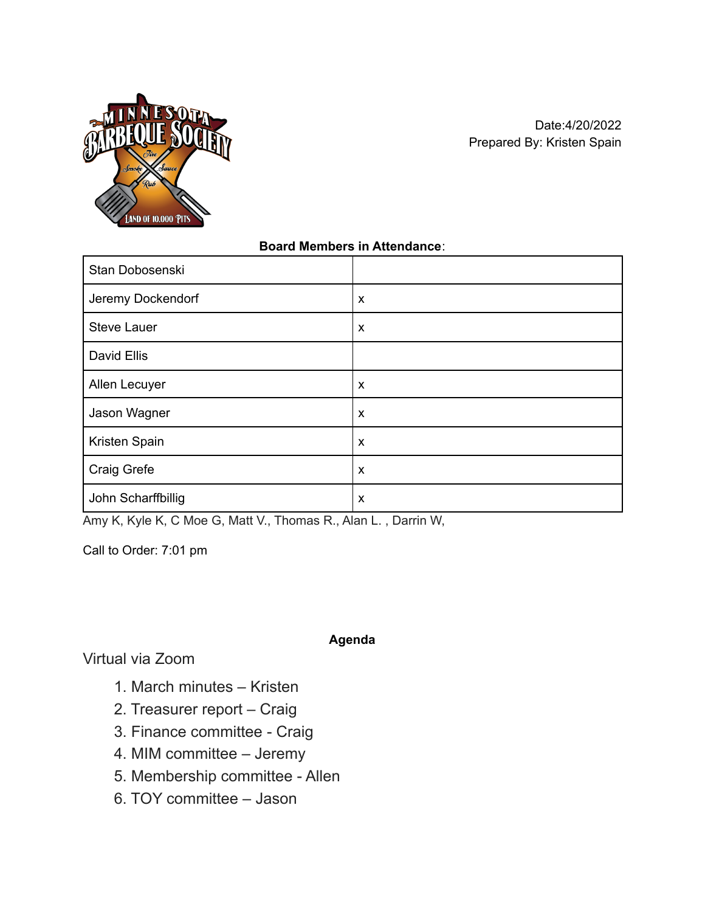Date:4/20/2022
Prepared By: Kristen Spain

**Board Members in Attendance**:

| | |
|---|---|
| Stan Dobosenski | |
| Jeremy Dockendorf | x |
| Steve Lauer | x |
| David Ellis | |
| Allen Lecuyer | x |
| Jason Wagner | x |
| Kristen Spain | x |
| Craig Grefe | x |
| John Scharffbillig | x |

Amy K, Kyle K, C Moe G, Matt V., Thomas R., Alan L. , Darrin W,

Call to Order: 7:01 pm

**Agenda**

Virtual via Zoom

1. March minutes – Kristen
2. Treasurer report – Craig
3. Finance committee - Craig
4. MIM committee – Jeremy
5. Membership committee - Allen
6. TOY committee – Jason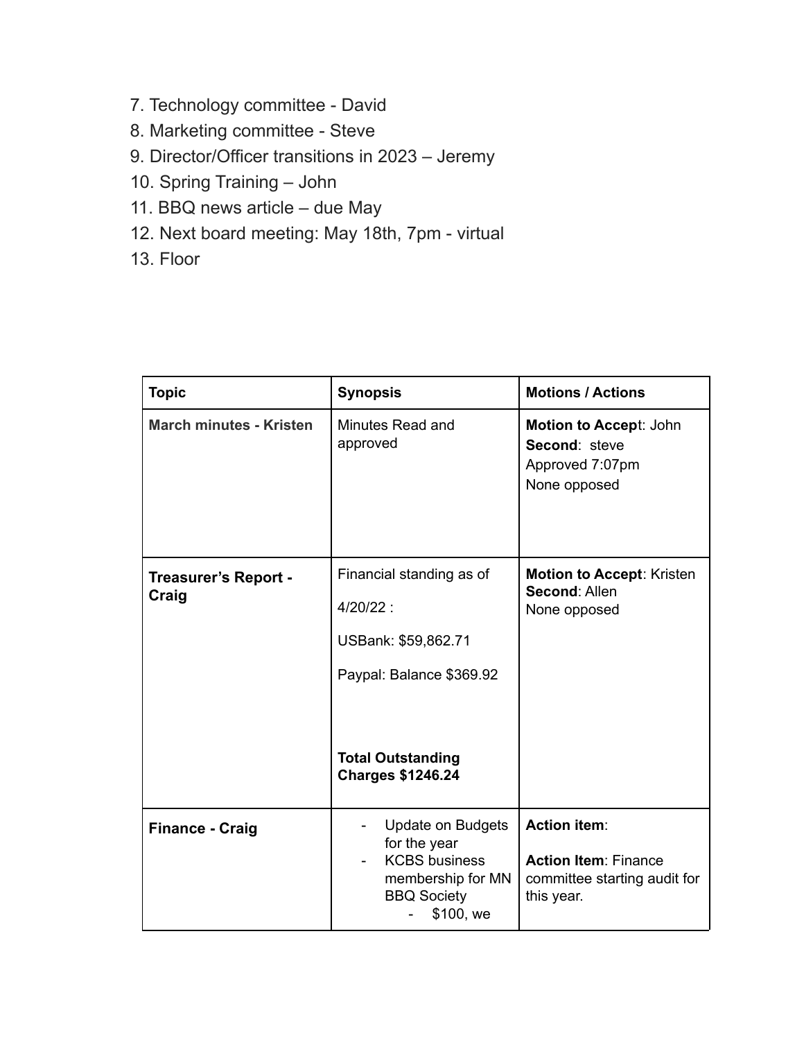7. Technology committee - David
8. Marketing committee - Steve
9. Director/Officer transitions in 2023 – Jeremy
10. Spring Training – John
11. BBQ news article – due May
12. Next board meeting: May 18th, 7pm - virtual
13. Floor

| Topic | Synopsis | Motions / Actions |
|---|---|---|
| **March minutes - Kristen** | Minutes Read and approved | **Motion to Accep**t: John<br>**Second**: steve<br>Approved 7:07pm<br>None opposed |
| **Treasurer's Report - Craig** | Financial standing as of<br><br>4/20/22 :<br><br>USBank: $59,862.71<br><br>Paypal: Balance $369.92<br><br>**Total Outstanding Charges $1246.24** | **Motion to Accept**: Kristen<br>**Second**: Allen<br>None opposed |
| **Finance - Craig** | - Update on Budgets for the year<br>- KCBS business membership for MN BBQ Society<br>&nbsp;&nbsp;&nbsp;&nbsp;- $100, we | **Action item**:<br><br>**Action Item**: Finance committee starting audit for this year. |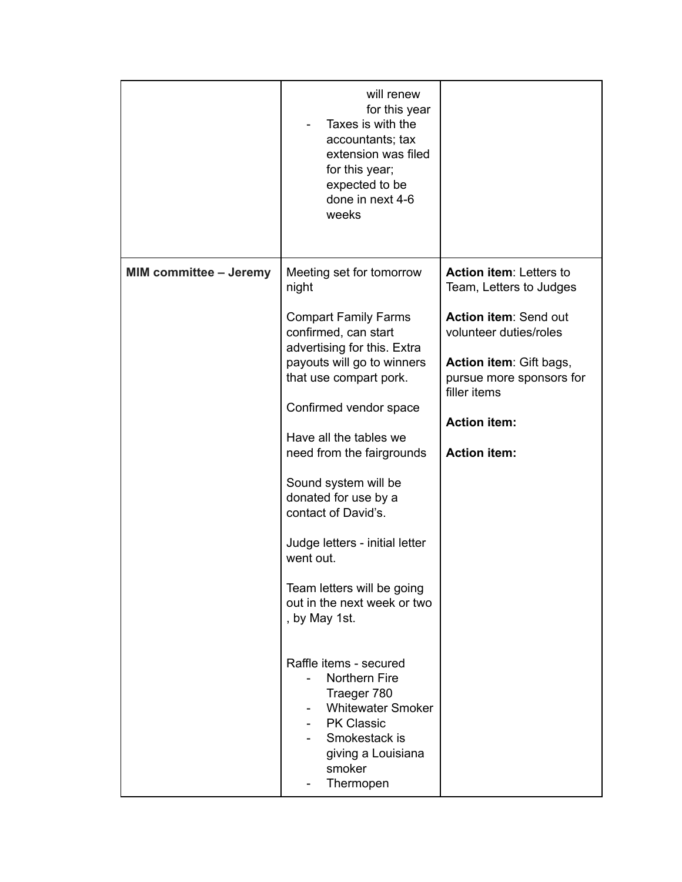| | | |
|---|---|---|
| | will renew for this year<br>- Taxes is with the accountants; tax extension was filed for this year; expected to be done in next 4-6 weeks | |
| **MIM committee – Jeremy** | Meeting set for tomorrow night<br><br>Compart Family Farms confirmed, can start advertising for this. Extra payouts will go to winners that use compart pork.<br><br>Confirmed vendor space<br><br>Have all the tables we need from the fairgrounds<br><br>Sound system will be donated for use by a contact of David's.<br><br>Judge letters - initial letter went out.<br><br>Team letters will be going out in the next week or two , by May 1st.<br><br>Raffle items - secured<br>- Northern Fire Traeger 780<br>- Whitewater Smoker<br>- PK Classic<br>- Smokestack is giving a Louisiana smoker<br>- Thermopen | **Action item**: Letters to Team, Letters to Judges<br><br>**Action item**: Send out volunteer duties/roles<br><br>**Action item**: Gift bags, pursue more sponsors for filler items<br><br>**Action item:**<br><br>**Action item:** |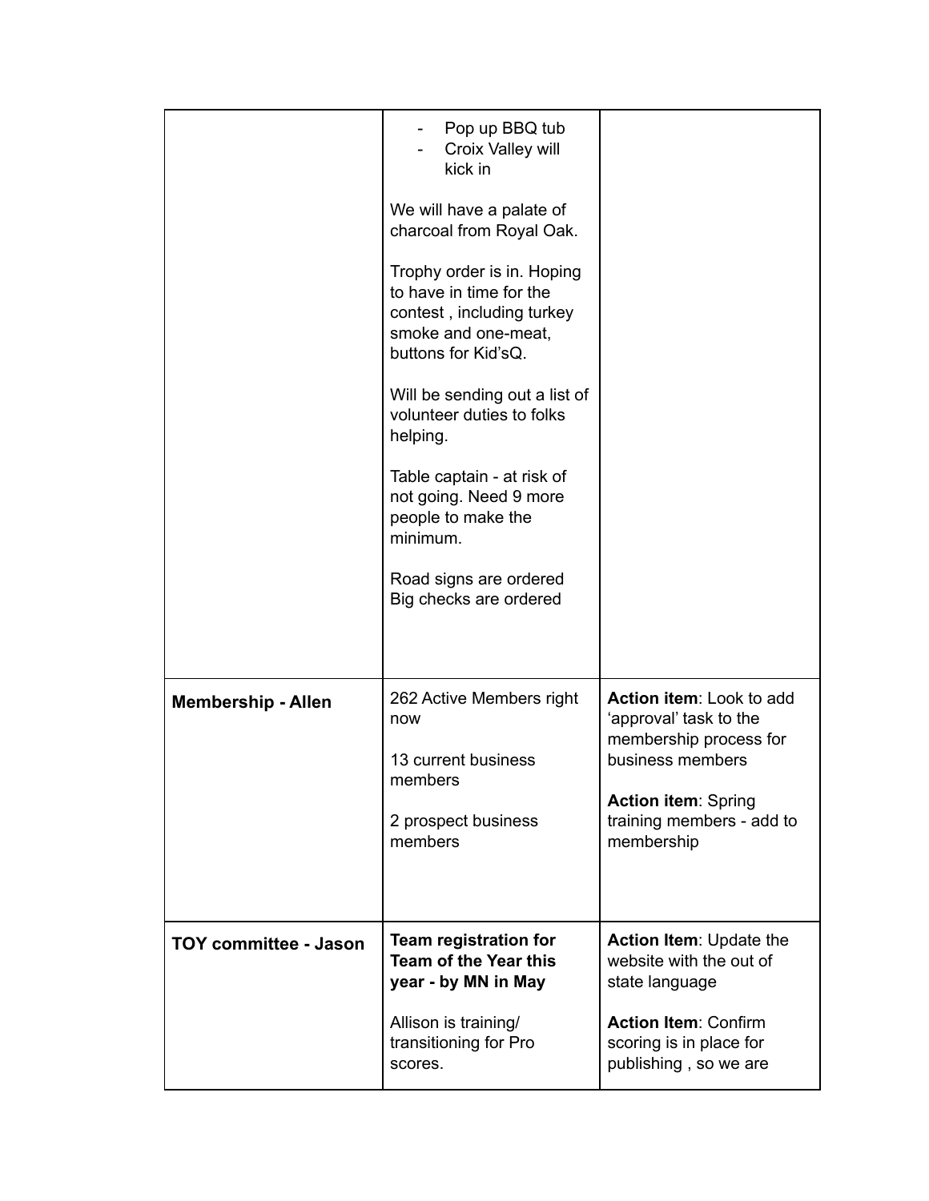| | | |
|---|---|---|
| | - Pop up BBQ tub<br>- Croix Valley will kick in<br><br>We will have a palate of charcoal from Royal Oak.<br><br>Trophy order is in. Hoping to have in time for the contest , including turkey smoke and one-meat, buttons for Kid'sQ.<br><br>Will be sending out a list of volunteer duties to folks helping.<br><br>Table captain - at risk of not going. Need 9 more people to make the minimum.<br><br>Road signs are ordered<br>Big checks are ordered | |
| **Membership - Allen** | 262 Active Members right now<br><br>13 current business members<br><br>2 prospect business members | **Action item**: Look to add 'approval' task to the membership process for business members<br><br>**Action item**: Spring training members - add to membership |
| **TOY committee - Jason** | **Team registration for Team of the Year this year - by MN in May**<br><br>Allison is training/ transitioning for Pro scores. | **Action Item**: Update the website with the out of state language<br><br>**Action Item**: Confirm scoring is in place for publishing , so we are |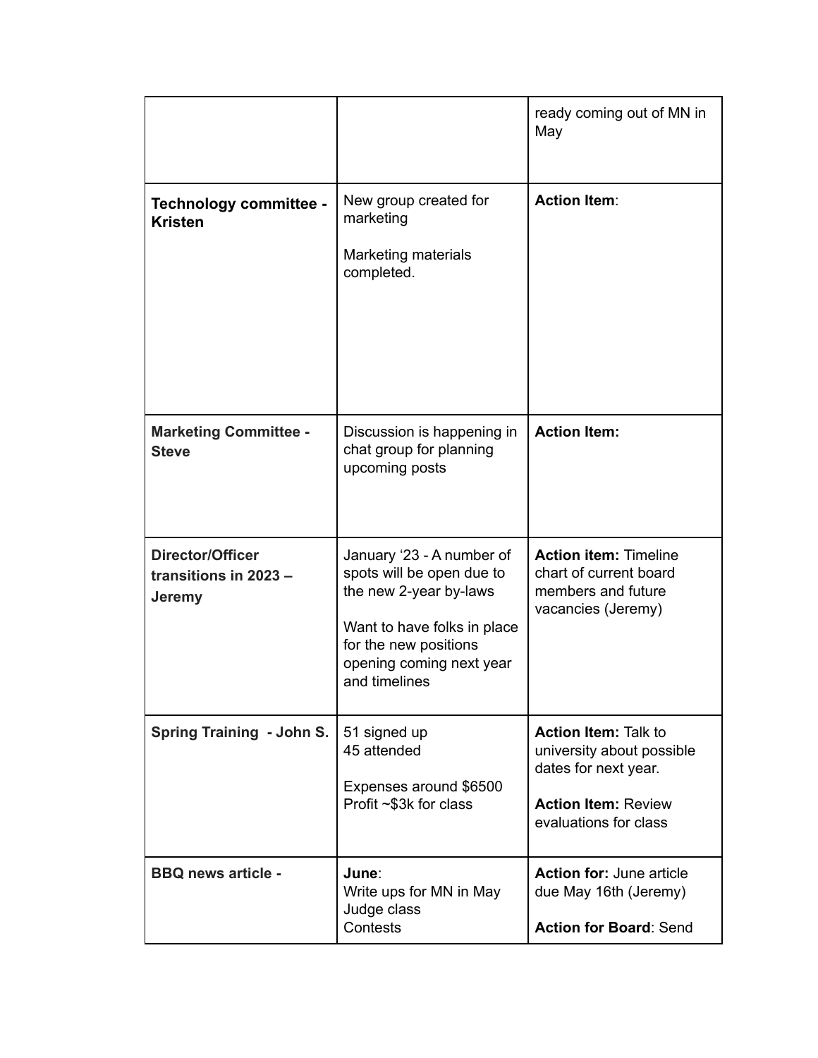| | | |
|---|---|---|
| | | ready coming out of MN in May |
| **Technology committee - Kristen** | New group created for marketing<br><br>Marketing materials completed. | **Action Item**: |
| **Marketing Committee - Steve** | Discussion is happening in chat group for planning upcoming posts | **Action Item:** |
| **Director/Officer transitions in 2023 – Jeremy** | January '23 - A number of spots will be open due to the new 2-year by-laws<br><br>Want to have folks in place for the new positions opening coming next year and timelines | **Action item:** Timeline chart of current board members and future vacancies (Jeremy) |
| **Spring Training - John S.** | 51 signed up<br>45 attended<br><br>Expenses around $6500<br>Profit ~$3k for class | **Action Item:** Talk to university about possible dates for next year.<br><br>**Action Item:** Review evaluations for class |
| **BBQ news article -** | **June**:<br>Write ups for MN in May<br>Judge class<br>Contests | **Action for:** June article due May 16th (Jeremy)<br><br>**Action for Board**: Send |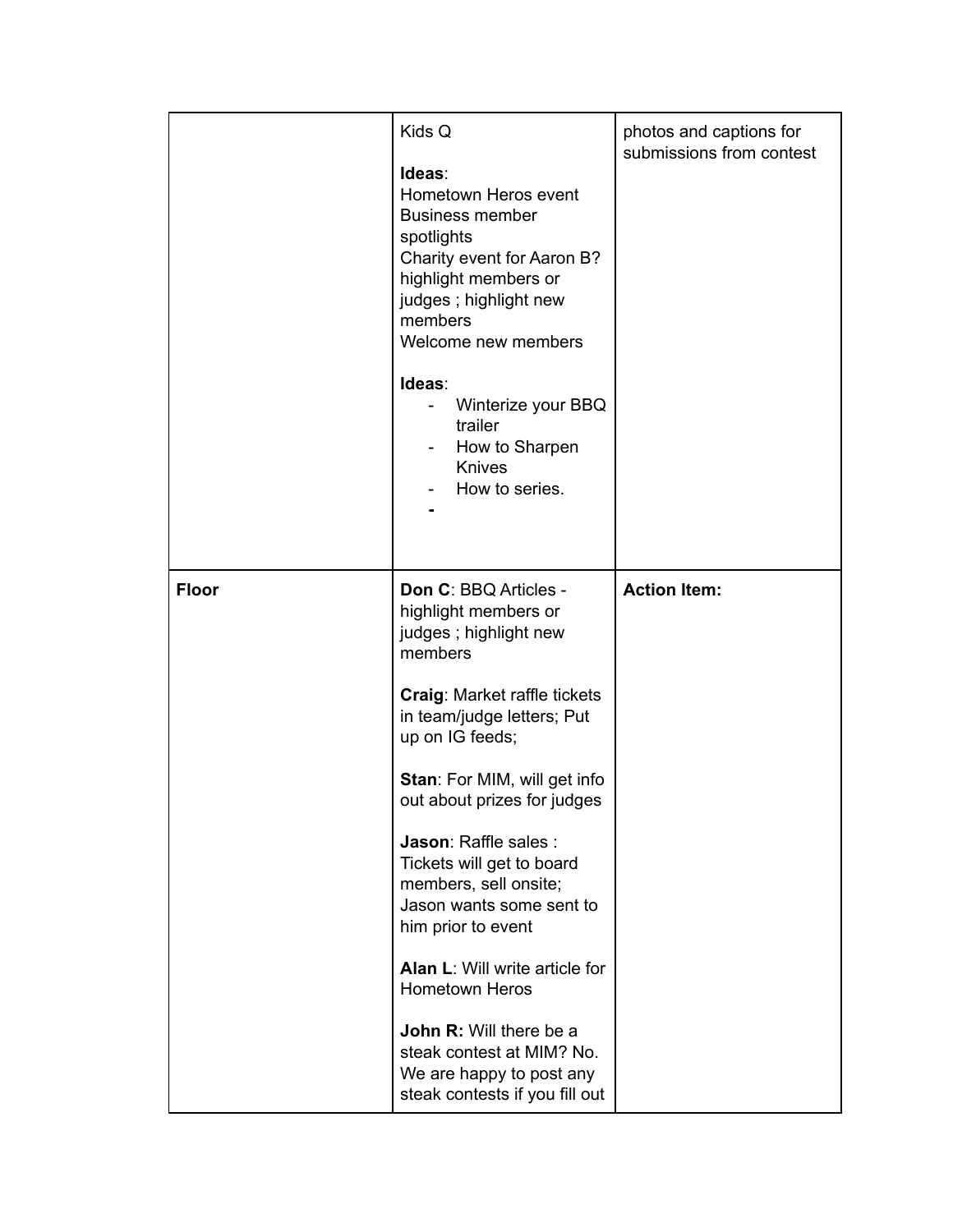| | | |
|---|---|---|
| | Kids Q<br><br>**Ideas**:<br>Hometown Heros event<br>Business member spotlights<br>Charity event for Aaron B?<br>highlight members or judges ; highlight new members<br>Welcome new members<br><br>**Ideas**:<br>- Winterize your BBQ trailer<br>- How to Sharpen Knives<br>- How to series.<br>- | photos and captions for submissions from contest |
| **Floor** | **Don C**: BBQ Articles - highlight members or judges ; highlight new members<br><br>**Craig**: Market raffle tickets in team/judge letters; Put up on IG feeds;<br><br>**Stan**: For MIM, will get info out about prizes for judges<br><br>**Jason**: Raffle sales : Tickets will get to board members, sell onsite; Jason wants some sent to him prior to event<br><br>**Alan L**: Will write article for Hometown Heros<br><br>**John R:** Will there be a steak contest at MIM? No. We are happy to post any steak contests if you fill out | **Action Item:** |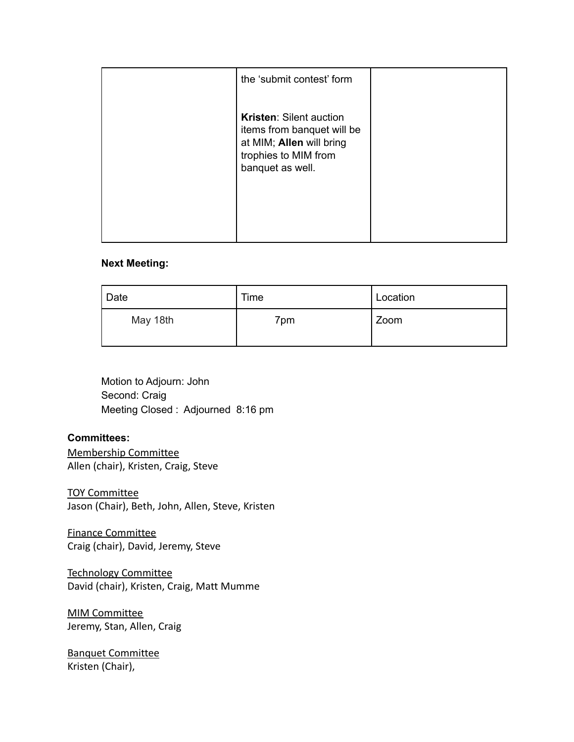|  | the 'submit contest' form<br><br>**Kristen**: Silent auction items from banquet will be at MIM; **Allen** will bring trophies to MIM from banquet as well. |  |
|---|---|---|

**Next Meeting:**

| Date | Time | Location |
|---|---|---|
| May 18th | 7pm | Zoom |

Motion to Adjourn: John
Second: Craig
Meeting Closed : Adjourned 8:16 pm

**Committees:**

<u>Membership Committee</u>
Allen (chair), Kristen, Craig, Steve

<u>TOY Committee</u>
Jason (Chair), Beth, John, Allen, Steve, Kristen

<u>Finance Committee</u>
Craig (chair), David, Jeremy, Steve

<u>Technology Committee</u>
David (chair), Kristen, Craig, Matt Mumme

<u>MIM Committee</u>
Jeremy, Stan, Allen, Craig

<u>Banquet Committee</u>
Kristen (Chair),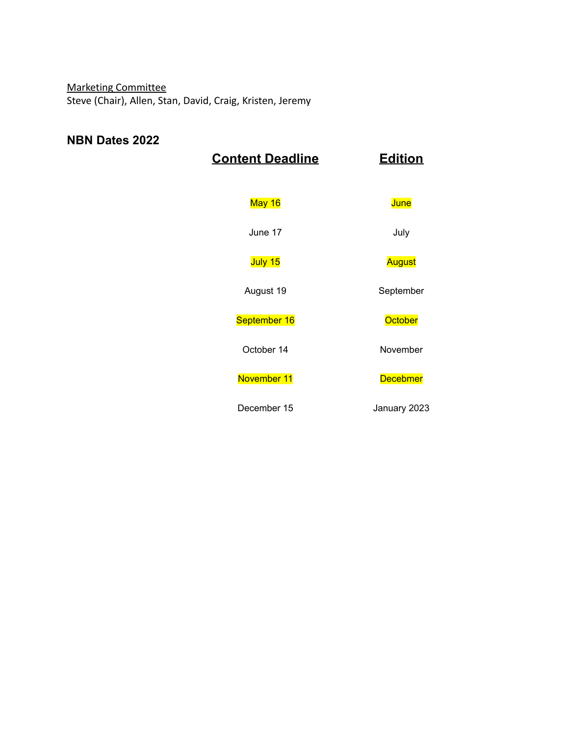<u>Marketing Committee</u>
Steve (Chair), Allen, Stan, David, Craig, Kristen, Jeremy

## NBN Dates 2022

| Content Deadline | Edition |
|---|---|
| May 16 | June |
| June 17 | July |
| July 15 | August |
| August 19 | September |
| September 16 | October |
| October 14 | November |
| November 11 | Decebmer |
| December 15 | January 2023 |